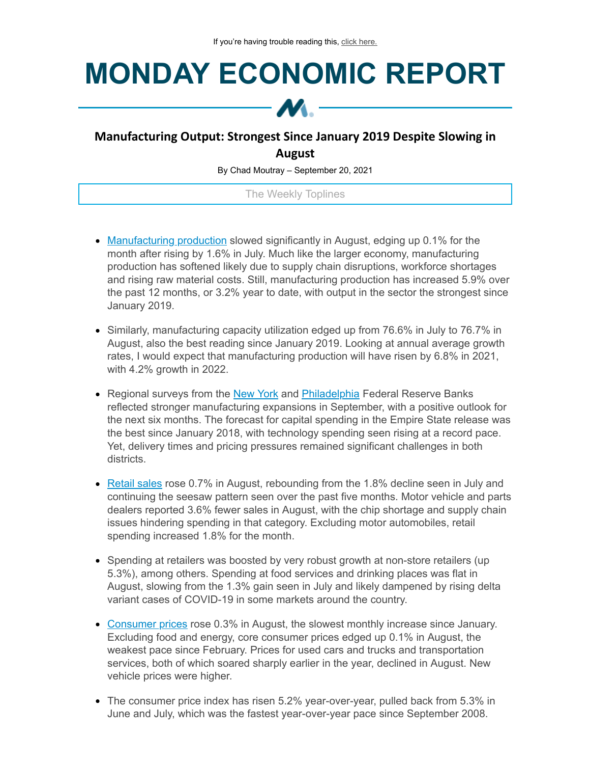If you're having trouble reading this, click here.

# MONDAY ECONOMIC REPORT

## Manufacturing Output: Strongest Since January 2019 Despite Slowing in August

By Chad Moutray – September 20, 2021

The Weekly Toplines

- Manufacturing production slowed significantly in August, edging up 0.1% for the month after rising by 1.6% in July. Much like the larger economy, manufacturing production has softened likely due to supply chain disruptions, workforce shortages and rising raw material costs. Still, manufacturing production has increased 5.9% over the past 12 months, or 3.2% year to date, with output in the sector the strongest since January 2019.

- Similarly, manufacturing capacity utilization edged up from 76.6% in July to 76.7% in August, also the best reading since January 2019. Looking at annual average growth rates, I would expect that manufacturing production will have risen by 6.8% in 2021, with 4.2% growth in 2022.

- Regional surveys from the New York and Philadelphia Federal Reserve Banks reflected stronger manufacturing expansions in September, with a positive outlook for the next six months. The forecast for capital spending in the Empire State release was the best since January 2018, with technology spending seen rising at a record pace. Yet, delivery times and pricing pressures remained significant challenges in both districts.

- Retail sales rose 0.7% in August, rebounding from the 1.8% decline seen in July and continuing the seesaw pattern seen over the past five months. Motor vehicle and parts dealers reported 3.6% fewer sales in August, with the chip shortage and supply chain issues hindering spending in that category. Excluding motor automobiles, retail spending increased 1.8% for the month.

- Spending at retailers was boosted by very robust growth at non-store retailers (up 5.3%), among others. Spending at food services and drinking places was flat in August, slowing from the 1.3% gain seen in July and likely dampened by rising delta variant cases of COVID-19 in some markets around the country.

- Consumer prices rose 0.3% in August, the slowest monthly increase since January. Excluding food and energy, core consumer prices edged up 0.1% in August, the weakest pace since February. Prices for used cars and trucks and transportation services, both of which soared sharply earlier in the year, declined in August. New vehicle prices were higher.

- The consumer price index has risen 5.2% year-over-year, pulled back from 5.3% in June and July, which was the fastest year-over-year pace since September 2008.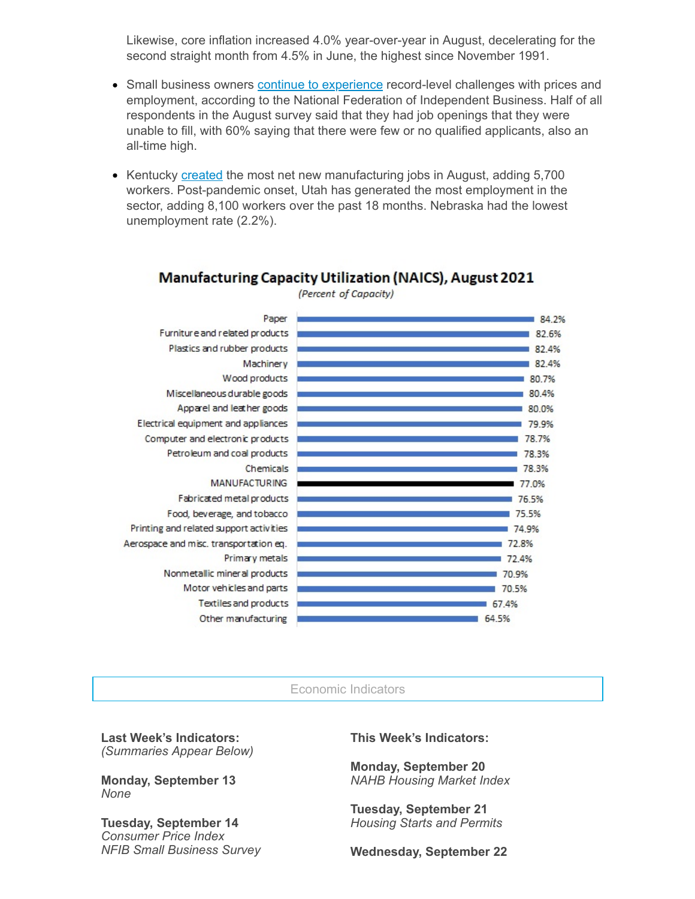Likewise, core inflation increased 4.0% year-over-year in August, decelerating for the second straight month from 4.5% in June, the highest since November 1991.

- Small business owners continue to experience record-level challenges with prices and employment, according to the National Federation of Independent Business. Half of all respondents in the August survey said that they had job openings that they were unable to fill, with 60% saying that there were few or no qualified applicants, also an all-time high.

- Kentucky created the most net new manufacturing jobs in August, adding 5,700 workers. Post-pandemic onset, Utah has generated the most employment in the sector, adding 8,100 workers over the past 18 months. Nebraska had the lowest unemployment rate (2.2%).

**Manufacturing Capacity Utilization (NAICS), August 2021**

*(Percent of Capacity)*

| Industry | Percent of Capacity |
|---|---|
| Paper | 84.2% |
| Furniture and related products | 82.6% |
| Plastics and rubber products | 82.4% |
| Machinery | 82.4% |
| Wood products | 80.7% |
| Miscellaneous durable goods | 80.4% |
| Apparel and leather goods | 80.0% |
| Electrical equipment and appliances | 79.9% |
| Computer and electronic products | 78.7% |
| Petroleum and coal products | 78.3% |
| Chemicals | 78.3% |
| MANUFACTURING | 77.0% |
| Fabricated metal products | 76.5% |
| Food, beverage, and tobacco | 75.5% |
| Printing and related support activities | 74.9% |
| Aerospace and misc. transportation eq. | 72.8% |
| Primary metals | 72.4% |
| Nonmetallic mineral products | 70.9% |
| Motor vehicles and parts | 70.5% |
| Textiles and products | 67.4% |
| Other manufacturing | 64.5% |

## Economic Indicators

**Last Week's Indicators:**
*(Summaries Appear Below)*

**Monday, September 13**
*None*

**Tuesday, September 14**
*Consumer Price Index*
*NFIB Small Business Survey*

**This Week's Indicators:**

**Monday, September 20**
*NAHB Housing Market Index*

**Tuesday, September 21**
*Housing Starts and Permits*

**Wednesday, September 22**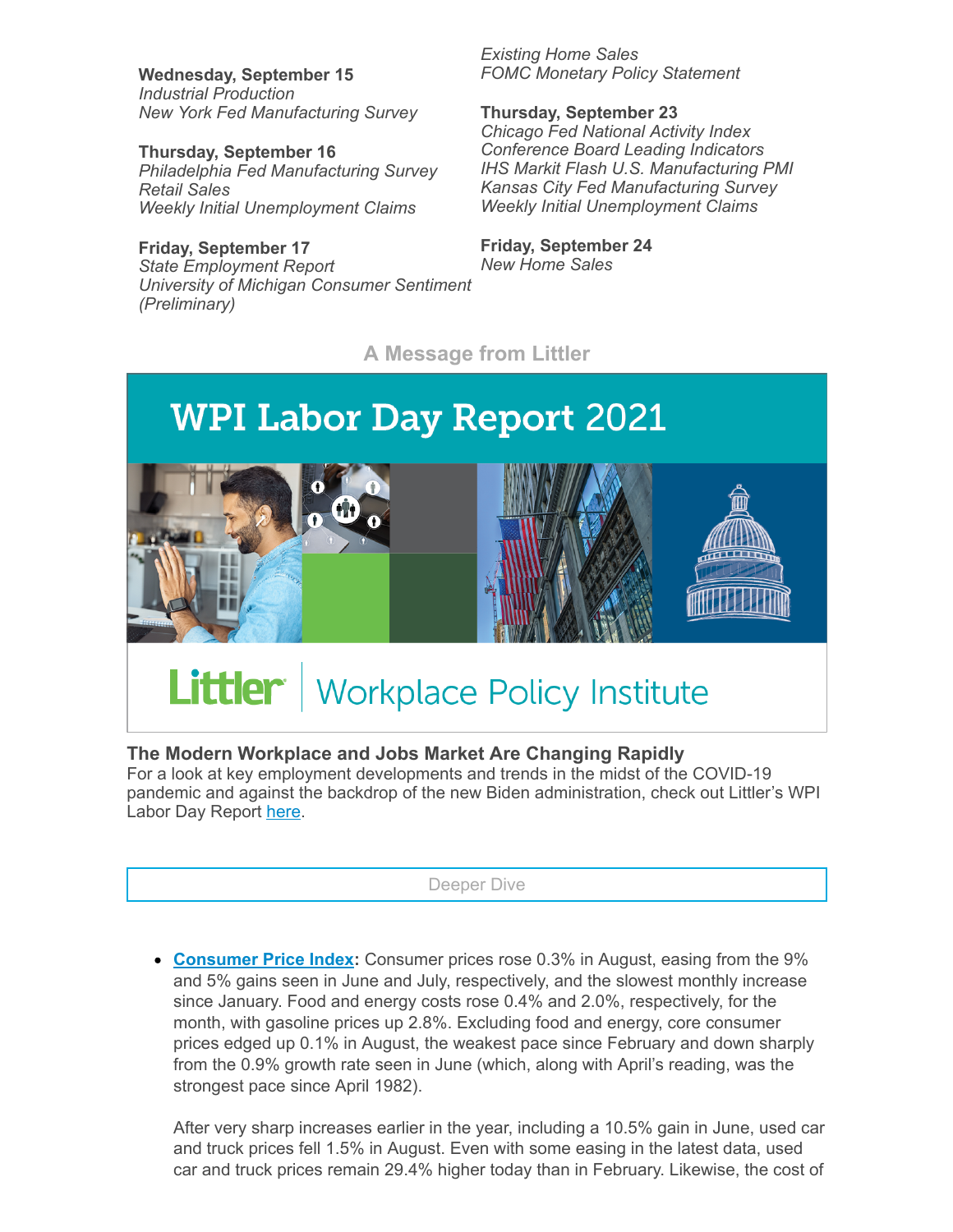**Wednesday, September 15**
*Industrial Production*
*New York Fed Manufacturing Survey*

**Thursday, September 16**
*Philadelphia Fed Manufacturing Survey*
*Retail Sales*
*Weekly Initial Unemployment Claims*

**Friday, September 17**
*State Employment Report*
*University of Michigan Consumer Sentiment (Preliminary)*

*Existing Home Sales*
*FOMC Monetary Policy Statement*

**Thursday, September 23**
*Chicago Fed National Activity Index*
*Conference Board Leading Indicators*
*IHS Markit Flash U.S. Manufacturing PMI*
*Kansas City Fed Manufacturing Survey*
*Weekly Initial Unemployment Claims*

**Friday, September 24**
*New Home Sales*

**A Message from Littler**

WPI Labor Day Report 2021

Littler | Workplace Policy Institute

**The Modern Workplace and Jobs Market Are Changing Rapidly**
For a look at key employment developments and trends in the midst of the COVID-19 pandemic and against the backdrop of the new Biden administration, check out Littler's WPI Labor Day Report [here](#).

Deeper Dive

- **[Consumer Price Index](#):** Consumer prices rose 0.3% in August, easing from the 9% and 5% gains seen in June and July, respectively, and the slowest monthly increase since January. Food and energy costs rose 0.4% and 2.0%, respectively, for the month, with gasoline prices up 2.8%. Excluding food and energy, core consumer prices edged up 0.1% in August, the weakest pace since February and down sharply from the 0.9% growth rate seen in June (which, along with April's reading, was the strongest pace since April 1982).

  After very sharp increases earlier in the year, including a 10.5% gain in June, used car and truck prices fell 1.5% in August. Even with some easing in the latest data, used car and truck prices remain 29.4% higher today than in February. Likewise, the cost of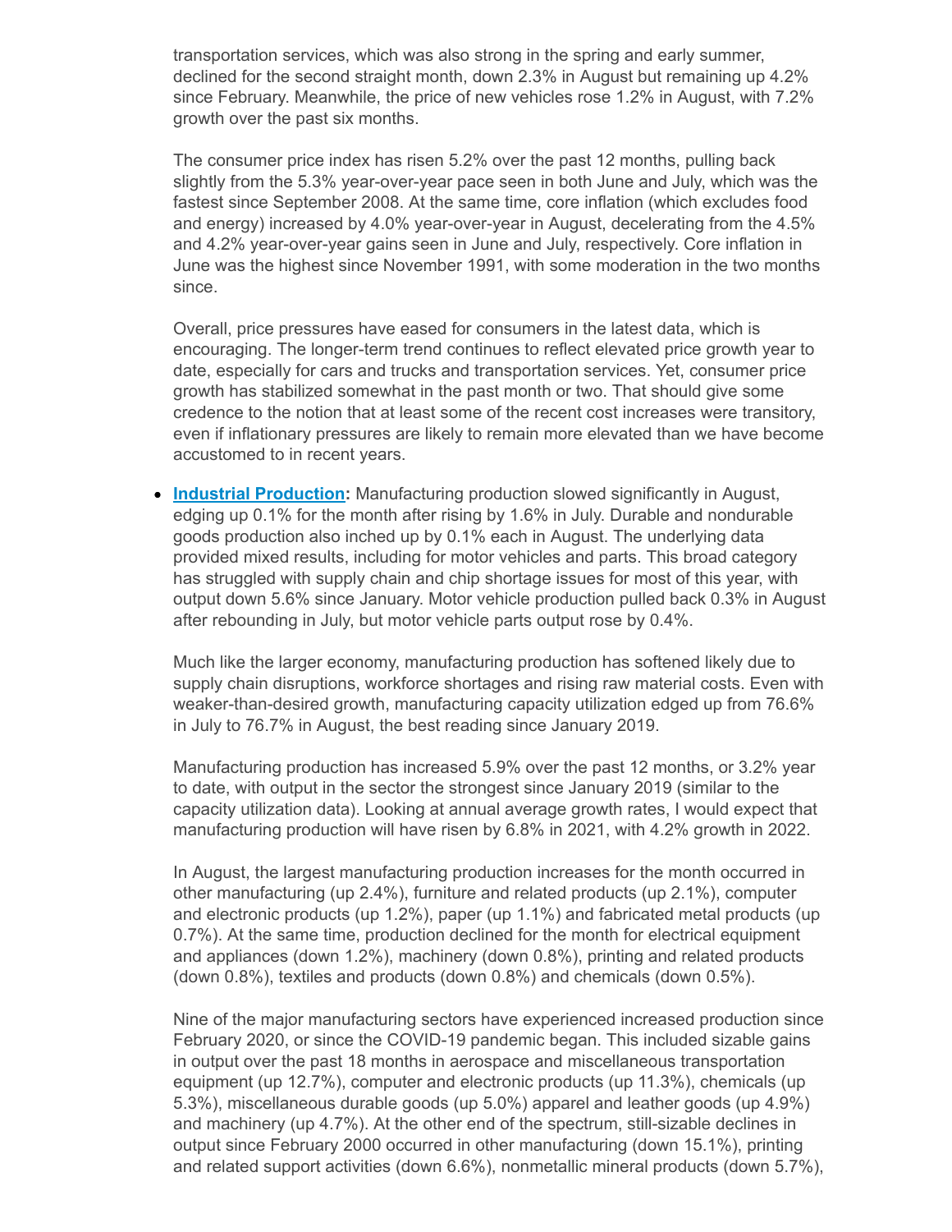transportation services, which was also strong in the spring and early summer, declined for the second straight month, down 2.3% in August but remaining up 4.2% since February. Meanwhile, the price of new vehicles rose 1.2% in August, with 7.2% growth over the past six months.

The consumer price index has risen 5.2% over the past 12 months, pulling back slightly from the 5.3% year-over-year pace seen in both June and July, which was the fastest since September 2008. At the same time, core inflation (which excludes food and energy) increased by 4.0% year-over-year in August, decelerating from the 4.5% and 4.2% year-over-year gains seen in June and July, respectively. Core inflation in June was the highest since November 1991, with some moderation in the two months since.

Overall, price pressures have eased for consumers in the latest data, which is encouraging. The longer-term trend continues to reflect elevated price growth year to date, especially for cars and trucks and transportation services. Yet, consumer price growth has stabilized somewhat in the past month or two. That should give some credence to the notion that at least some of the recent cost increases were transitory, even if inflationary pressures are likely to remain more elevated than we have become accustomed to in recent years.

- **Industrial Production:** Manufacturing production slowed significantly in August, edging up 0.1% for the month after rising by 1.6% in July. Durable and nondurable goods production also inched up by 0.1% each in August. The underlying data provided mixed results, including for motor vehicles and parts. This broad category has struggled with supply chain and chip shortage issues for most of this year, with output down 5.6% since January. Motor vehicle production pulled back 0.3% in August after rebounding in July, but motor vehicle parts output rose by 0.4%.

  Much like the larger economy, manufacturing production has softened likely due to supply chain disruptions, workforce shortages and rising raw material costs. Even with weaker-than-desired growth, manufacturing capacity utilization edged up from 76.6% in July to 76.7% in August, the best reading since January 2019.

  Manufacturing production has increased 5.9% over the past 12 months, or 3.2% year to date, with output in the sector the strongest since January 2019 (similar to the capacity utilization data). Looking at annual average growth rates, I would expect that manufacturing production will have risen by 6.8% in 2021, with 4.2% growth in 2022.

  In August, the largest manufacturing production increases for the month occurred in other manufacturing (up 2.4%), furniture and related products (up 2.1%), computer and electronic products (up 1.2%), paper (up 1.1%) and fabricated metal products (up 0.7%). At the same time, production declined for the month for electrical equipment and appliances (down 1.2%), machinery (down 0.8%), printing and related products (down 0.8%), textiles and products (down 0.8%) and chemicals (down 0.5%).

  Nine of the major manufacturing sectors have experienced increased production since February 2020, or since the COVID-19 pandemic began. This included sizable gains in output over the past 18 months in aerospace and miscellaneous transportation equipment (up 12.7%), computer and electronic products (up 11.3%), chemicals (up 5.3%), miscellaneous durable goods (up 5.0%) apparel and leather goods (up 4.9%) and machinery (up 4.7%). At the other end of the spectrum, still-sizable declines in output since February 2000 occurred in other manufacturing (down 15.1%), printing and related support activities (down 6.6%), nonmetallic mineral products (down 5.7%),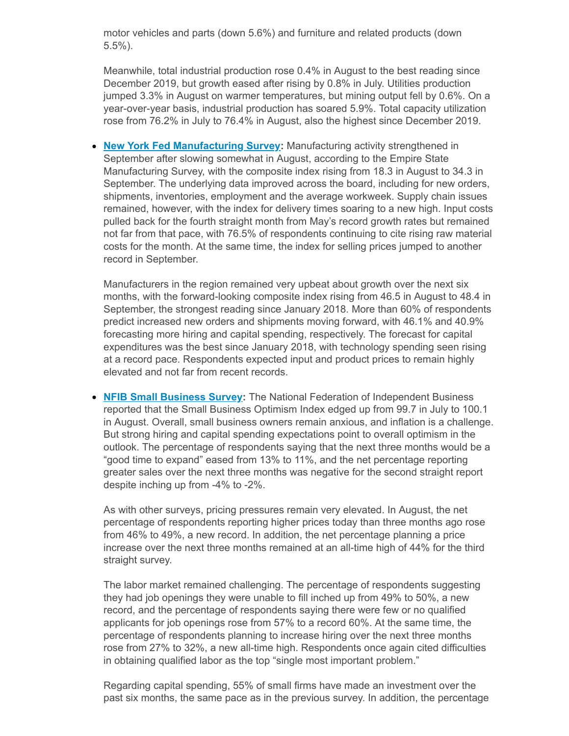motor vehicles and parts (down 5.6%) and furniture and related products (down 5.5%).

Meanwhile, total industrial production rose 0.4% in August to the best reading since December 2019, but growth eased after rising by 0.8% in July. Utilities production jumped 3.3% in August on warmer temperatures, but mining output fell by 0.6%. On a year-over-year basis, industrial production has soared 5.9%. Total capacity utilization rose from 76.2% in July to 76.4% in August, also the highest since December 2019.

- **New York Fed Manufacturing Survey:** Manufacturing activity strengthened in September after slowing somewhat in August, according to the Empire State Manufacturing Survey, with the composite index rising from 18.3 in August to 34.3 in September. The underlying data improved across the board, including for new orders, shipments, inventories, employment and the average workweek. Supply chain issues remained, however, with the index for delivery times soaring to a new high. Input costs pulled back for the fourth straight month from May's record growth rates but remained not far from that pace, with 76.5% of respondents continuing to cite rising raw material costs for the month. At the same time, the index for selling prices jumped to another record in September.

  Manufacturers in the region remained very upbeat about growth over the next six months, with the forward-looking composite index rising from 46.5 in August to 48.4 in September, the strongest reading since January 2018. More than 60% of respondents predict increased new orders and shipments moving forward, with 46.1% and 40.9% forecasting more hiring and capital spending, respectively. The forecast for capital expenditures was the best since January 2018, with technology spending seen rising at a record pace. Respondents expected input and product prices to remain highly elevated and not far from recent records.

- **NFIB Small Business Survey:** The National Federation of Independent Business reported that the Small Business Optimism Index edged up from 99.7 in July to 100.1 in August. Overall, small business owners remain anxious, and inflation is a challenge. But strong hiring and capital spending expectations point to overall optimism in the outlook. The percentage of respondents saying that the next three months would be a "good time to expand" eased from 13% to 11%, and the net percentage reporting greater sales over the next three months was negative for the second straight report despite inching up from -4% to -2%.

  As with other surveys, pricing pressures remain very elevated. In August, the net percentage of respondents reporting higher prices today than three months ago rose from 46% to 49%, a new record. In addition, the net percentage planning a price increase over the next three months remained at an all-time high of 44% for the third straight survey.

  The labor market remained challenging. The percentage of respondents suggesting they had job openings they were unable to fill inched up from 49% to 50%, a new record, and the percentage of respondents saying there were few or no qualified applicants for job openings rose from 57% to a record 60%. At the same time, the percentage of respondents planning to increase hiring over the next three months rose from 27% to 32%, a new all-time high. Respondents once again cited difficulties in obtaining qualified labor as the top "single most important problem."

  Regarding capital spending, 55% of small firms have made an investment over the past six months, the same pace as in the previous survey. In addition, the percentage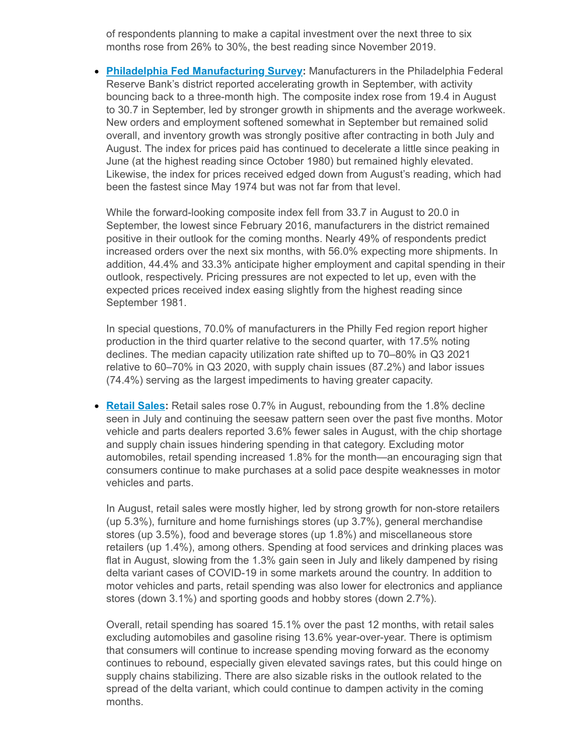of respondents planning to make a capital investment over the next three to six months rose from 26% to 30%, the best reading since November 2019.

- **Philadelphia Fed Manufacturing Survey:** Manufacturers in the Philadelphia Federal Reserve Bank's district reported accelerating growth in September, with activity bouncing back to a three-month high. The composite index rose from 19.4 in August to 30.7 in September, led by stronger growth in shipments and the average workweek. New orders and employment softened somewhat in September but remained solid overall, and inventory growth was strongly positive after contracting in both July and August. The index for prices paid has continued to decelerate a little since peaking in June (at the highest reading since October 1980) but remained highly elevated. Likewise, the index for prices received edged down from August's reading, which had been the fastest since May 1974 but was not far from that level.

  While the forward-looking composite index fell from 33.7 in August to 20.0 in September, the lowest since February 2016, manufacturers in the district remained positive in their outlook for the coming months. Nearly 49% of respondents predict increased orders over the next six months, with 56.0% expecting more shipments. In addition, 44.4% and 33.3% anticipate higher employment and capital spending in their outlook, respectively. Pricing pressures are not expected to let up, even with the expected prices received index easing slightly from the highest reading since September 1981.

  In special questions, 70.0% of manufacturers in the Philly Fed region report higher production in the third quarter relative to the second quarter, with 17.5% noting declines. The median capacity utilization rate shifted up to 70–80% in Q3 2021 relative to 60–70% in Q3 2020, with supply chain issues (87.2%) and labor issues (74.4%) serving as the largest impediments to having greater capacity.

- **Retail Sales:** Retail sales rose 0.7% in August, rebounding from the 1.8% decline seen in July and continuing the seesaw pattern seen over the past five months. Motor vehicle and parts dealers reported 3.6% fewer sales in August, with the chip shortage and supply chain issues hindering spending in that category. Excluding motor automobiles, retail spending increased 1.8% for the month—an encouraging sign that consumers continue to make purchases at a solid pace despite weaknesses in motor vehicles and parts.

  In August, retail sales were mostly higher, led by strong growth for non-store retailers (up 5.3%), furniture and home furnishings stores (up 3.7%), general merchandise stores (up 3.5%), food and beverage stores (up 1.8%) and miscellaneous store retailers (up 1.4%), among others. Spending at food services and drinking places was flat in August, slowing from the 1.3% gain seen in July and likely dampened by rising delta variant cases of COVID-19 in some markets around the country. In addition to motor vehicles and parts, retail spending was also lower for electronics and appliance stores (down 3.1%) and sporting goods and hobby stores (down 2.7%).

  Overall, retail spending has soared 15.1% over the past 12 months, with retail sales excluding automobiles and gasoline rising 13.6% year-over-year. There is optimism that consumers will continue to increase spending moving forward as the economy continues to rebound, especially given elevated savings rates, but this could hinge on supply chains stabilizing. There are also sizable risks in the outlook related to the spread of the delta variant, which could continue to dampen activity in the coming months.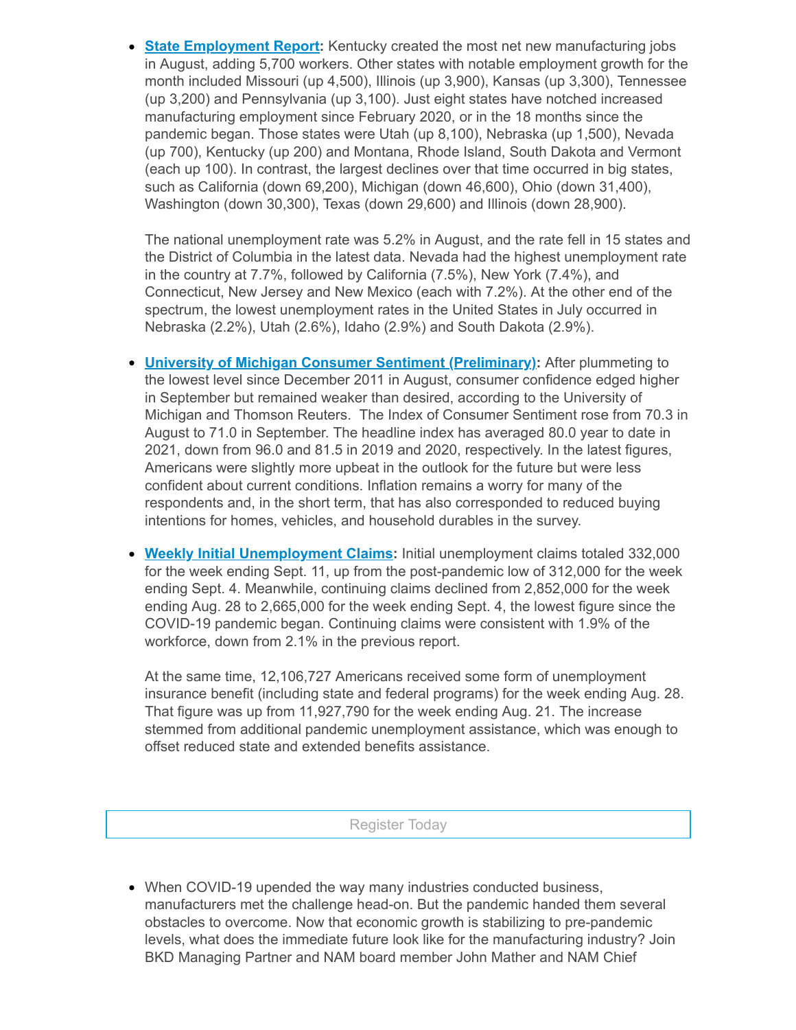- **State Employment Report:** Kentucky created the most net new manufacturing jobs in August, adding 5,700 workers. Other states with notable employment growth for the month included Missouri (up 4,500), Illinois (up 3,900), Kansas (up 3,300), Tennessee (up 3,200) and Pennsylvania (up 3,100). Just eight states have notched increased manufacturing employment since February 2020, or in the 18 months since the pandemic began. Those states were Utah (up 8,100), Nebraska (up 1,500), Nevada (up 700), Kentucky (up 200) and Montana, Rhode Island, South Dakota and Vermont (each up 100). In contrast, the largest declines over that time occurred in big states, such as California (down 69,200), Michigan (down 46,600), Ohio (down 31,400), Washington (down 30,300), Texas (down 29,600) and Illinois (down 28,900).

  The national unemployment rate was 5.2% in August, and the rate fell in 15 states and the District of Columbia in the latest data. Nevada had the highest unemployment rate in the country at 7.7%, followed by California (7.5%), New York (7.4%), and Connecticut, New Jersey and New Mexico (each with 7.2%). At the other end of the spectrum, the lowest unemployment rates in the United States in July occurred in Nebraska (2.2%), Utah (2.6%), Idaho (2.9%) and South Dakota (2.9%).

- **University of Michigan Consumer Sentiment (Preliminary):** After plummeting to the lowest level since December 2011 in August, consumer confidence edged higher in September but remained weaker than desired, according to the University of Michigan and Thomson Reuters. The Index of Consumer Sentiment rose from 70.3 in August to 71.0 in September. The headline index has averaged 80.0 year to date in 2021, down from 96.0 and 81.5 in 2019 and 2020, respectively. In the latest figures, Americans were slightly more upbeat in the outlook for the future but were less confident about current conditions. Inflation remains a worry for many of the respondents and, in the short term, that has also corresponded to reduced buying intentions for homes, vehicles, and household durables in the survey.

- **Weekly Initial Unemployment Claims:** Initial unemployment claims totaled 332,000 for the week ending Sept. 11, up from the post-pandemic low of 312,000 for the week ending Sept. 4. Meanwhile, continuing claims declined from 2,852,000 for the week ending Aug. 28 to 2,665,000 for the week ending Sept. 4, the lowest figure since the COVID-19 pandemic began. Continuing claims were consistent with 1.9% of the workforce, down from 2.1% in the previous report.

  At the same time, 12,106,727 Americans received some form of unemployment insurance benefit (including state and federal programs) for the week ending Aug. 28. That figure was up from 11,927,790 for the week ending Aug. 21. The increase stemmed from additional pandemic unemployment assistance, which was enough to offset reduced state and extended benefits assistance.

Register Today

- When COVID-19 upended the way many industries conducted business, manufacturers met the challenge head-on. But the pandemic handed them several obstacles to overcome. Now that economic growth is stabilizing to pre-pandemic levels, what does the immediate future look like for the manufacturing industry? Join BKD Managing Partner and NAM board member John Mather and NAM Chief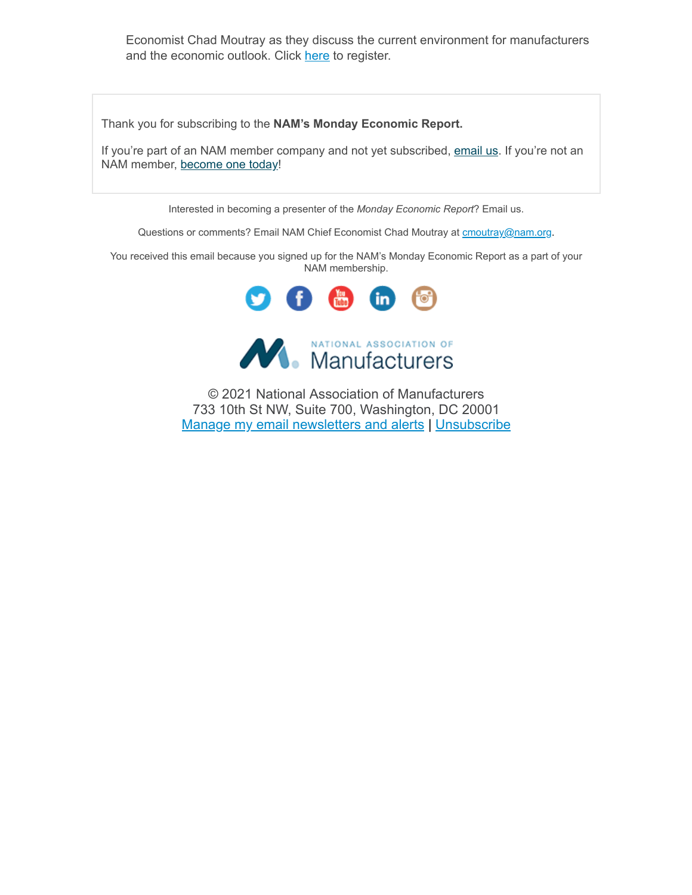Economist Chad Moutray as they discuss the current environment for manufacturers and the economic outlook. Click here to register.

Thank you for subscribing to the **NAM's Monday Economic Report.**

If you're part of an NAM member company and not yet subscribed, email us. If you're not an NAM member, become one today!

Interested in becoming a presenter of the *Monday Economic Report*? Email us.

Questions or comments? Email NAM Chief Economist Chad Moutray at cmoutray@nam.org.

You received this email because you signed up for the NAM's Monday Economic Report as a part of your NAM membership.

NATIONAL ASSOCIATION OF Manufacturers

© 2021 National Association of Manufacturers
733 10th St NW, Suite 700, Washington, DC 20001
Manage my email newsletters and alerts | Unsubscribe